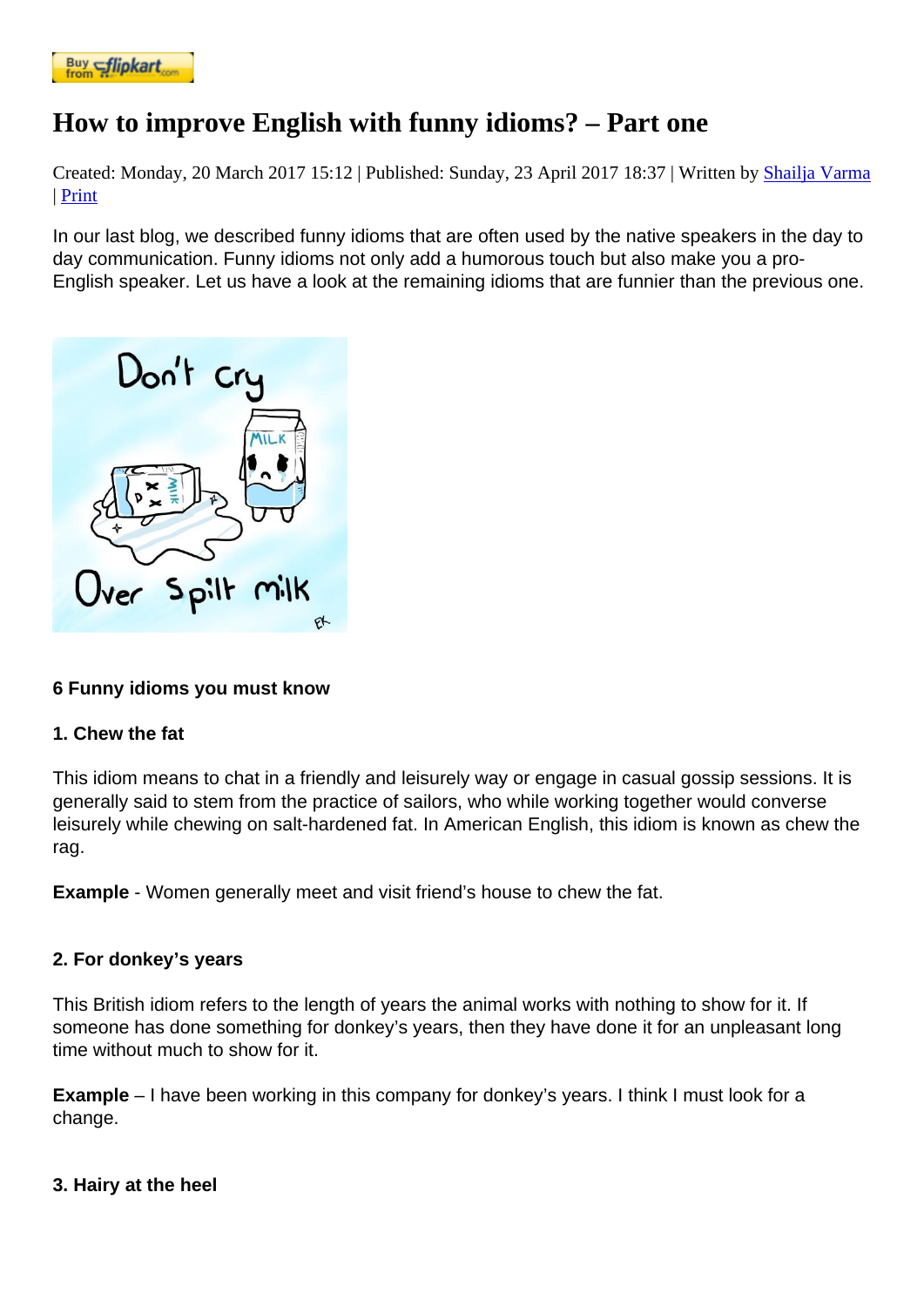# How to improve English with funny idioms? – Part one

Created: Monday, 20 March 2017 15:12 | Published: Sunday, 23 April 2017 18:37 | Written by Shailja Varma | Print

In our last blog, we described funny idioms that are often used by the native speakers in the day to day communication. Funny idioms not only add a humorous touch but also make you a pro-English speaker. Let us have a look at the remaining idioms that are funnier than the previous one.

**6 Funny idioms you must know**

**1. Chew the fat**

This idiom means to chat in a friendly and leisurely way or engage in casual gossip sessions. It is generally said to stem from the practice of sailors, who while working together would converse leisurely while chewing on salt-hardened fat. In American English, this idiom is known as chew the rag.

**Example** - Women generally meet and visit friend's house to chew the fat.

**2. For donkey's years**

This British idiom refers to the length of years the animal works with nothing to show for it. If someone has done something for donkey's years, then they have done it for an unpleasant long time without much to show for it.

**Example** – I have been working in this company for donkey's years. I think I must look for a change.

**3. Hairy at the heel**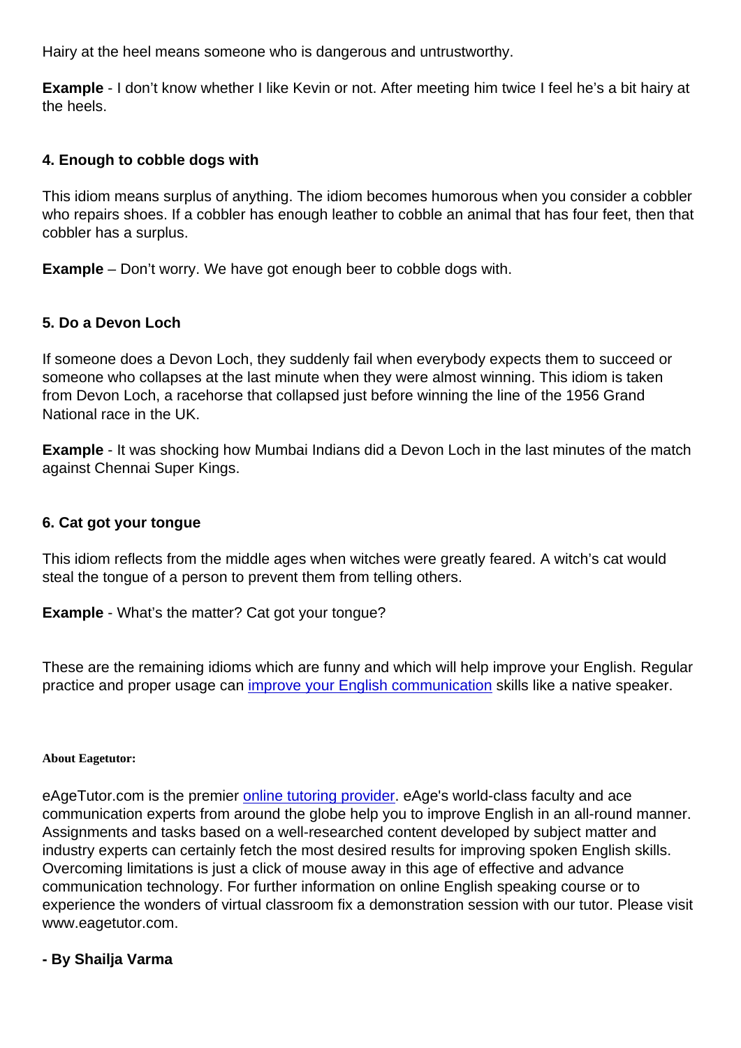Hairy at the heel means someone who is dangerous and untrustworthy.

**Example** - I don't know whether I like Kevin or not. After meeting him twice I feel he's a bit hairy at the heels.

**4. Enough to cobble dogs with**

This idiom means surplus of anything. The idiom becomes humorous when you consider a cobbler who repairs shoes. If a cobbler has enough leather to cobble an animal that has four feet, then that cobbler has a surplus.

**Example** – Don't worry. We have got enough beer to cobble dogs with.

**5. Do a Devon Loch**

If someone does a Devon Loch, they suddenly fail when everybody expects them to succeed or someone who collapses at the last minute when they were almost winning. This idiom is taken from Devon Loch, a racehorse that collapsed just before winning the line of the 1956 Grand National race in the UK.

**Example** - It was shocking how Mumbai Indians did a Devon Loch in the last minutes of the match against Chennai Super Kings.

**6. Cat got your tongue**

This idiom reflects from the middle ages when witches were greatly feared. A witch's cat would steal the tongue of a person to prevent them from telling others.

**Example** - What's the matter? Cat got your tongue?

These are the remaining idioms which are funny and which will help improve your English. Regular practice and proper usage can [improve your English communication] skills like a native speaker.

**About Eagetutor:**

eAgeTutor.com is the premier [online tutoring provider]. eAge's world-class faculty and ace communication experts from around the globe help you to improve English in an all-round manner. Assignments and tasks based on a well-researched content developed by subject matter and industry experts can certainly fetch the most desired results for improving spoken English skills. Overcoming limitations is just a click of mouse away in this age of effective and advance communication technology. For further information on online English speaking course or to experience the wonders of virtual classroom fix a demonstration session with our tutor. Please visit www.eagetutor.com.

**- By Shailja Varma**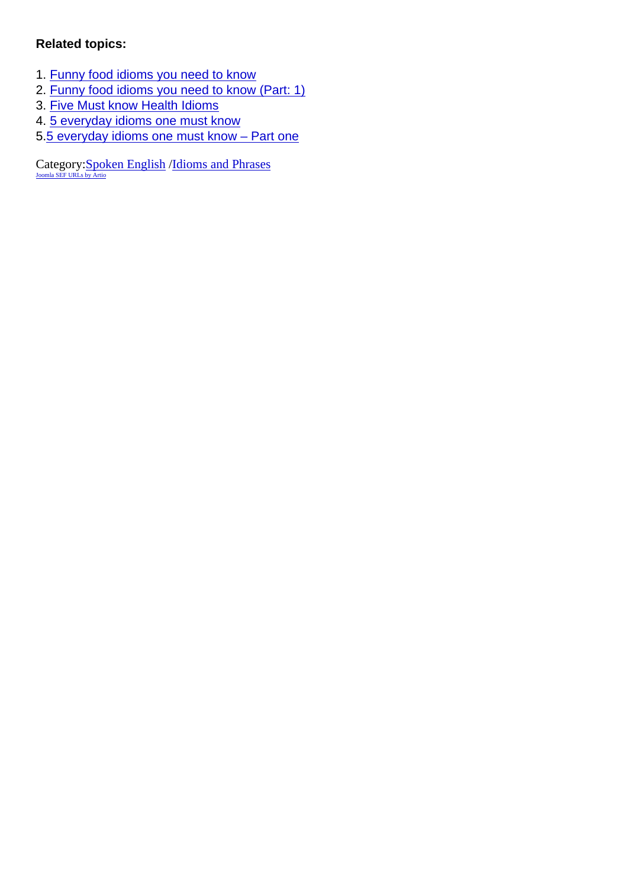**Related topics:**

1. Funny food idioms you need to know
2. Funny food idioms you need to know (Part: 1)
3. Five Must know Health Idioms
4. 5 everyday idioms one must know
5. 5 everyday idioms one must know – Part one

Category:Spoken English /Idioms and Phrases

Joomla SEF URLs by Artio